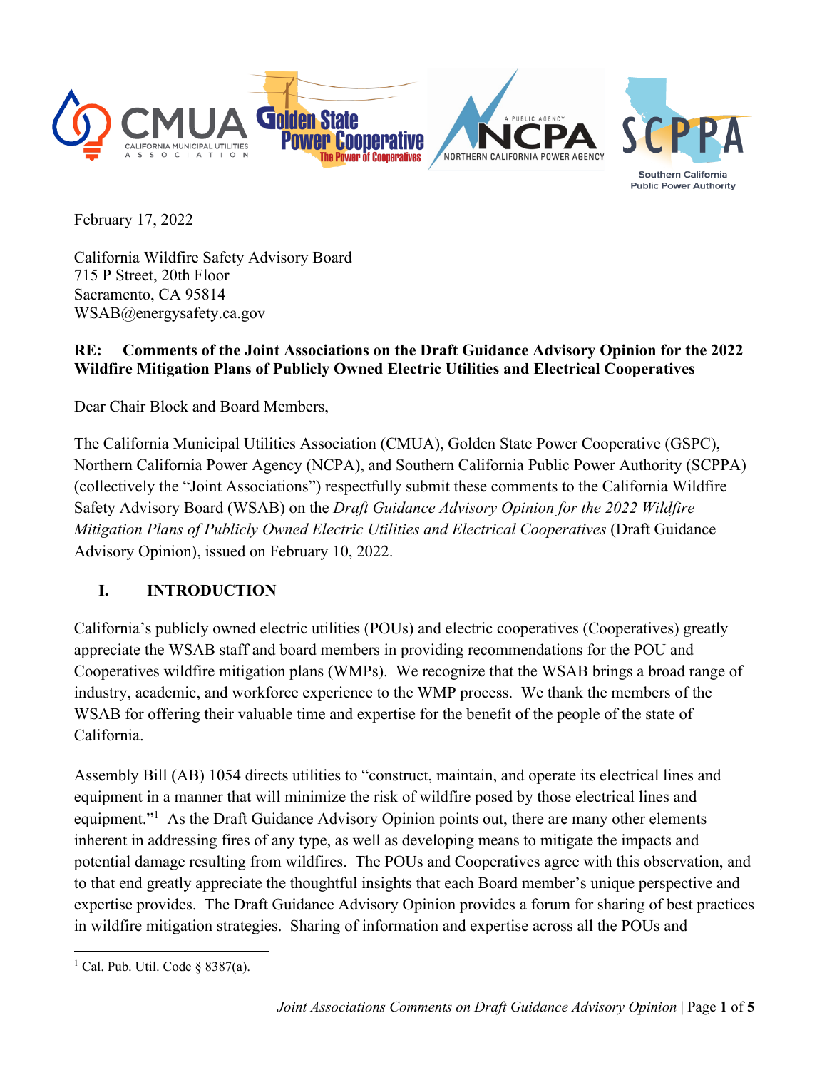February 17, 2022

California Wildfire Safety Advisory Board
715 P Street, 20th Floor
Sacramento, CA 95814
WSAB@energysafety.ca.gov

**RE: Comments of the Joint Associations on the Draft Guidance Advisory Opinion for the 2022 Wildfire Mitigation Plans of Publicly Owned Electric Utilities and Electrical Cooperatives**

Dear Chair Block and Board Members,

The California Municipal Utilities Association (CMUA), Golden State Power Cooperative (GSPC), Northern California Power Agency (NCPA), and Southern California Public Power Authority (SCPPA) (collectively the "Joint Associations") respectfully submit these comments to the California Wildfire Safety Advisory Board (WSAB) on the *Draft Guidance Advisory Opinion for the 2022 Wildfire Mitigation Plans of Publicly Owned Electric Utilities and Electrical Cooperatives* (Draft Guidance Advisory Opinion), issued on February 10, 2022.

## I. INTRODUCTION

California's publicly owned electric utilities (POUs) and electric cooperatives (Cooperatives) greatly appreciate the WSAB staff and board members in providing recommendations for the POU and Cooperatives wildfire mitigation plans (WMPs). We recognize that the WSAB brings a broad range of industry, academic, and workforce experience to the WMP process. We thank the members of the WSAB for offering their valuable time and expertise for the benefit of the people of the state of California.

Assembly Bill (AB) 1054 directs utilities to "construct, maintain, and operate its electrical lines and equipment in a manner that will minimize the risk of wildfire posed by those electrical lines and equipment."[1] As the Draft Guidance Advisory Opinion points out, there are many other elements inherent in addressing fires of any type, as well as developing means to mitigate the impacts and potential damage resulting from wildfires. The POUs and Cooperatives agree with this observation, and to that end greatly appreciate the thoughtful insights that each Board member's unique perspective and expertise provides. The Draft Guidance Advisory Opinion provides a forum for sharing of best practices in wildfire mitigation strategies. Sharing of information and expertise across all the POUs and

[1] Cal. Pub. Util. Code § 8387(a).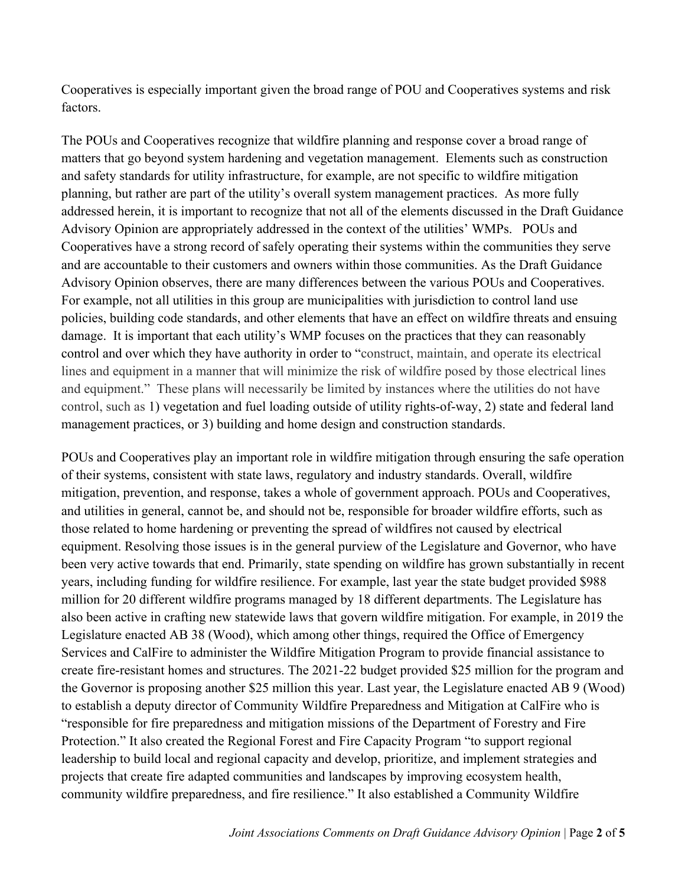Cooperatives is especially important given the broad range of POU and Cooperatives systems and risk factors.

The POUs and Cooperatives recognize that wildfire planning and response cover a broad range of matters that go beyond system hardening and vegetation management. Elements such as construction and safety standards for utility infrastructure, for example, are not specific to wildfire mitigation planning, but rather are part of the utility's overall system management practices. As more fully addressed herein, it is important to recognize that not all of the elements discussed in the Draft Guidance Advisory Opinion are appropriately addressed in the context of the utilities' WMPs. POUs and Cooperatives have a strong record of safely operating their systems within the communities they serve and are accountable to their customers and owners within those communities. As the Draft Guidance Advisory Opinion observes, there are many differences between the various POUs and Cooperatives. For example, not all utilities in this group are municipalities with jurisdiction to control land use policies, building code standards, and other elements that have an effect on wildfire threats and ensuing damage. It is important that each utility's WMP focuses on the practices that they can reasonably control and over which they have authority in order to "construct, maintain, and operate its electrical lines and equipment in a manner that will minimize the risk of wildfire posed by those electrical lines and equipment." These plans will necessarily be limited by instances where the utilities do not have control, such as 1) vegetation and fuel loading outside of utility rights-of-way, 2) state and federal land management practices, or 3) building and home design and construction standards.

POUs and Cooperatives play an important role in wildfire mitigation through ensuring the safe operation of their systems, consistent with state laws, regulatory and industry standards. Overall, wildfire mitigation, prevention, and response, takes a whole of government approach. POUs and Cooperatives, and utilities in general, cannot be, and should not be, responsible for broader wildfire efforts, such as those related to home hardening or preventing the spread of wildfires not caused by electrical equipment. Resolving those issues is in the general purview of the Legislature and Governor, who have been very active towards that end. Primarily, state spending on wildfire has grown substantially in recent years, including funding for wildfire resilience. For example, last year the state budget provided $988 million for 20 different wildfire programs managed by 18 different departments. The Legislature has also been active in crafting new statewide laws that govern wildfire mitigation. For example, in 2019 the Legislature enacted AB 38 (Wood), which among other things, required the Office of Emergency Services and CalFire to administer the Wildfire Mitigation Program to provide financial assistance to create fire-resistant homes and structures. The 2021-22 budget provided $25 million for the program and the Governor is proposing another $25 million this year. Last year, the Legislature enacted AB 9 (Wood) to establish a deputy director of Community Wildfire Preparedness and Mitigation at CalFire who is "responsible for fire preparedness and mitigation missions of the Department of Forestry and Fire Protection." It also created the Regional Forest and Fire Capacity Program "to support regional leadership to build local and regional capacity and develop, prioritize, and implement strategies and projects that create fire adapted communities and landscapes by improving ecosystem health, community wildfire preparedness, and fire resilience." It also established a Community Wildfire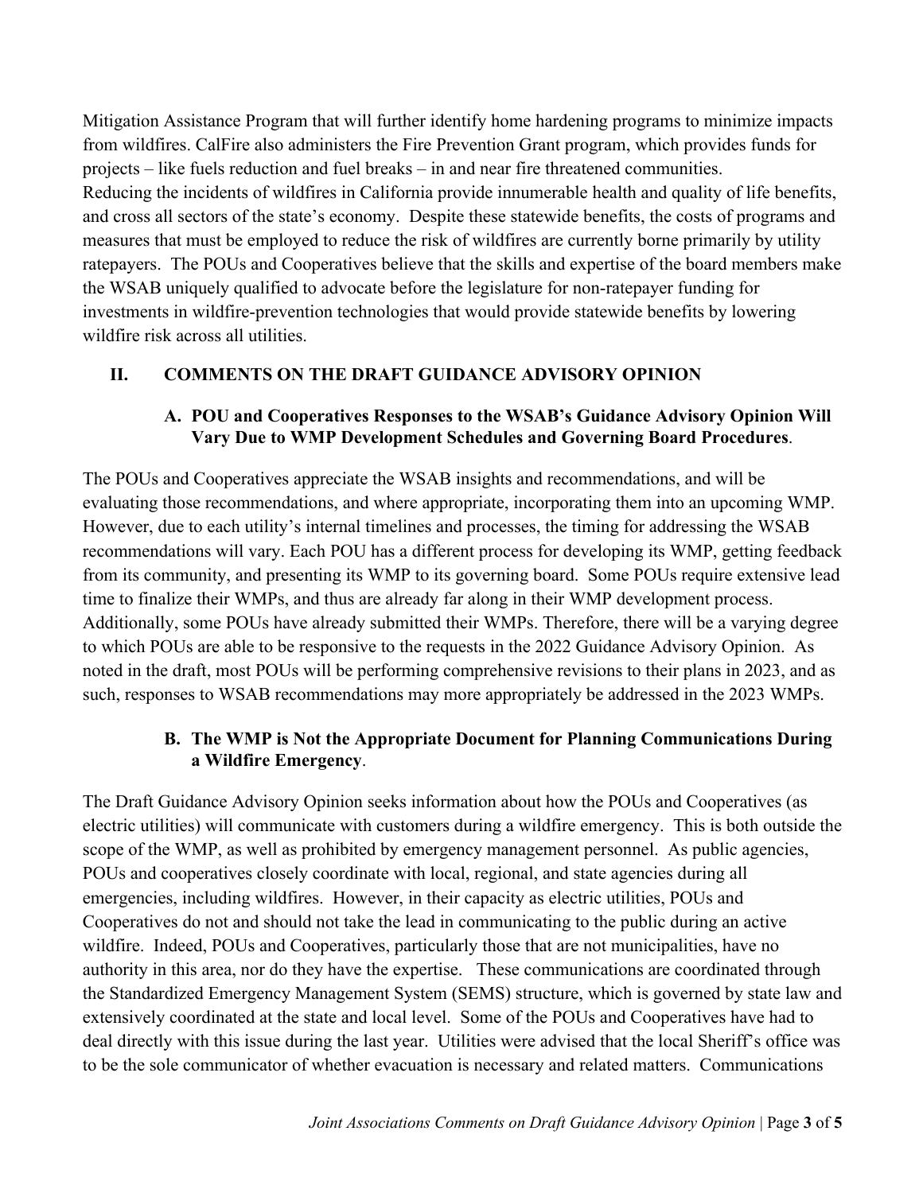Mitigation Assistance Program that will further identify home hardening programs to minimize impacts from wildfires. CalFire also administers the Fire Prevention Grant program, which provides funds for projects – like fuels reduction and fuel breaks – in and near fire threatened communities.
Reducing the incidents of wildfires in California provide innumerable health and quality of life benefits, and cross all sectors of the state's economy. Despite these statewide benefits, the costs of programs and measures that must be employed to reduce the risk of wildfires are currently borne primarily by utility ratepayers. The POUs and Cooperatives believe that the skills and expertise of the board members make the WSAB uniquely qualified to advocate before the legislature for non-ratepayer funding for investments in wildfire-prevention technologies that would provide statewide benefits by lowering wildfire risk across all utilities.

## II. COMMENTS ON THE DRAFT GUIDANCE ADVISORY OPINION

### A. POU and Cooperatives Responses to the WSAB's Guidance Advisory Opinion Will Vary Due to WMP Development Schedules and Governing Board Procedures.

The POUs and Cooperatives appreciate the WSAB insights and recommendations, and will be evaluating those recommendations, and where appropriate, incorporating them into an upcoming WMP. However, due to each utility's internal timelines and processes, the timing for addressing the WSAB recommendations will vary. Each POU has a different process for developing its WMP, getting feedback from its community, and presenting its WMP to its governing board. Some POUs require extensive lead time to finalize their WMPs, and thus are already far along in their WMP development process. Additionally, some POUs have already submitted their WMPs. Therefore, there will be a varying degree to which POUs are able to be responsive to the requests in the 2022 Guidance Advisory Opinion. As noted in the draft, most POUs will be performing comprehensive revisions to their plans in 2023, and as such, responses to WSAB recommendations may more appropriately be addressed in the 2023 WMPs.

### B. The WMP is Not the Appropriate Document for Planning Communications During a Wildfire Emergency.

The Draft Guidance Advisory Opinion seeks information about how the POUs and Cooperatives (as electric utilities) will communicate with customers during a wildfire emergency. This is both outside the scope of the WMP, as well as prohibited by emergency management personnel. As public agencies, POUs and cooperatives closely coordinate with local, regional, and state agencies during all emergencies, including wildfires. However, in their capacity as electric utilities, POUs and Cooperatives do not and should not take the lead in communicating to the public during an active wildfire. Indeed, POUs and Cooperatives, particularly those that are not municipalities, have no authority in this area, nor do they have the expertise. These communications are coordinated through the Standardized Emergency Management System (SEMS) structure, which is governed by state law and extensively coordinated at the state and local level. Some of the POUs and Cooperatives have had to deal directly with this issue during the last year. Utilities were advised that the local Sheriff's office was to be the sole communicator of whether evacuation is necessary and related matters. Communications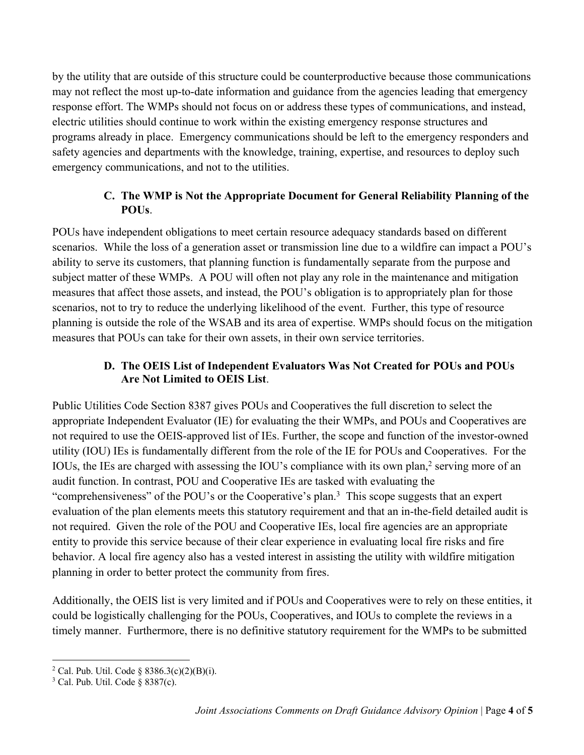by the utility that are outside of this structure could be counterproductive because those communications may not reflect the most up-to-date information and guidance from the agencies leading that emergency response effort. The WMPs should not focus on or address these types of communications, and instead, electric utilities should continue to work within the existing emergency response structures and programs already in place. Emergency communications should be left to the emergency responders and safety agencies and departments with the knowledge, training, expertise, and resources to deploy such emergency communications, and not to the utilities.

### C. The WMP is Not the Appropriate Document for General Reliability Planning of the POUs.

POUs have independent obligations to meet certain resource adequacy standards based on different scenarios. While the loss of a generation asset or transmission line due to a wildfire can impact a POU's ability to serve its customers, that planning function is fundamentally separate from the purpose and subject matter of these WMPs. A POU will often not play any role in the maintenance and mitigation measures that affect those assets, and instead, the POU's obligation is to appropriately plan for those scenarios, not to try to reduce the underlying likelihood of the event. Further, this type of resource planning is outside the role of the WSAB and its area of expertise. WMPs should focus on the mitigation measures that POUs can take for their own assets, in their own service territories.

### D. The OEIS List of Independent Evaluators Was Not Created for POUs and POUs Are Not Limited to OEIS List.

Public Utilities Code Section 8387 gives POUs and Cooperatives the full discretion to select the appropriate Independent Evaluator (IE) for evaluating the their WMPs, and POUs and Cooperatives are not required to use the OEIS-approved list of IEs. Further, the scope and function of the investor-owned utility (IOU) IEs is fundamentally different from the role of the IE for POUs and Cooperatives. For the IOUs, the IEs are charged with assessing the IOU's compliance with its own plan,[2] serving more of an audit function. In contrast, POU and Cooperative IEs are tasked with evaluating the "comprehensiveness" of the POU's or the Cooperative's plan.[3] This scope suggests that an expert evaluation of the plan elements meets this statutory requirement and that an in-the-field detailed audit is not required. Given the role of the POU and Cooperative IEs, local fire agencies are an appropriate entity to provide this service because of their clear experience in evaluating local fire risks and fire behavior. A local fire agency also has a vested interest in assisting the utility with wildfire mitigation planning in order to better protect the community from fires.

Additionally, the OEIS list is very limited and if POUs and Cooperatives were to rely on these entities, it could be logistically challenging for the POUs, Cooperatives, and IOUs to complete the reviews in a timely manner. Furthermore, there is no definitive statutory requirement for the WMPs to be submitted

---

[2] Cal. Pub. Util. Code § 8386.3(c)(2)(B)(i).

[3] Cal. Pub. Util. Code § 8387(c).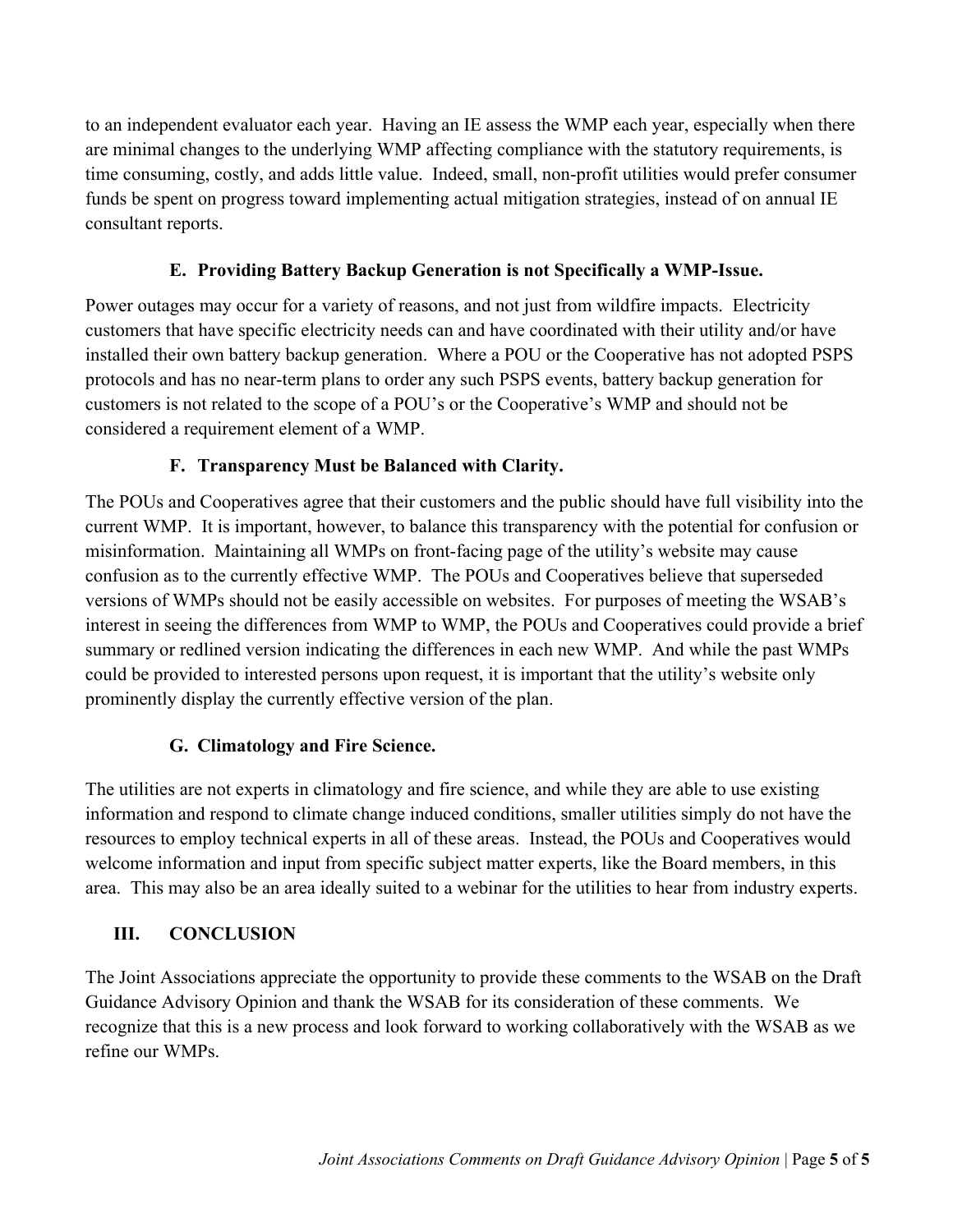to an independent evaluator each year. Having an IE assess the WMP each year, especially when there are minimal changes to the underlying WMP affecting compliance with the statutory requirements, is time consuming, costly, and adds little value. Indeed, small, non-profit utilities would prefer consumer funds be spent on progress toward implementing actual mitigation strategies, instead of on annual IE consultant reports.

### E. Providing Battery Backup Generation is not Specifically a WMP-Issue.

Power outages may occur for a variety of reasons, and not just from wildfire impacts. Electricity customers that have specific electricity needs can and have coordinated with their utility and/or have installed their own battery backup generation. Where a POU or the Cooperative has not adopted PSPS protocols and has no near-term plans to order any such PSPS events, battery backup generation for customers is not related to the scope of a POU's or the Cooperative's WMP and should not be considered a requirement element of a WMP.

### F. Transparency Must be Balanced with Clarity.

The POUs and Cooperatives agree that their customers and the public should have full visibility into the current WMP. It is important, however, to balance this transparency with the potential for confusion or misinformation. Maintaining all WMPs on front-facing page of the utility's website may cause confusion as to the currently effective WMP. The POUs and Cooperatives believe that superseded versions of WMPs should not be easily accessible on websites. For purposes of meeting the WSAB's interest in seeing the differences from WMP to WMP, the POUs and Cooperatives could provide a brief summary or redlined version indicating the differences in each new WMP. And while the past WMPs could be provided to interested persons upon request, it is important that the utility's website only prominently display the currently effective version of the plan.

### G. Climatology and Fire Science.

The utilities are not experts in climatology and fire science, and while they are able to use existing information and respond to climate change induced conditions, smaller utilities simply do not have the resources to employ technical experts in all of these areas. Instead, the POUs and Cooperatives would welcome information and input from specific subject matter experts, like the Board members, in this area. This may also be an area ideally suited to a webinar for the utilities to hear from industry experts.

## III. CONCLUSION

The Joint Associations appreciate the opportunity to provide these comments to the WSAB on the Draft Guidance Advisory Opinion and thank the WSAB for its consideration of these comments. We recognize that this is a new process and look forward to working collaboratively with the WSAB as we refine our WMPs.